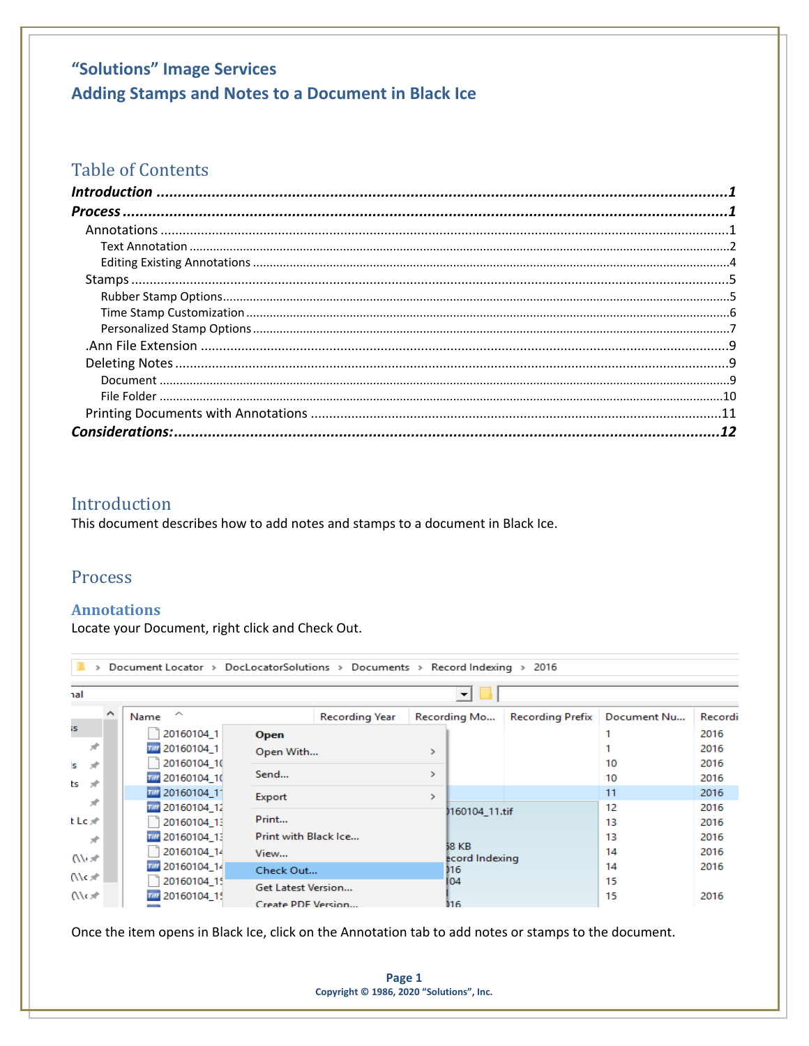# "Solutions" Image Services
# Adding Stamps and Notes to a Document in Black Ice

## Table of Contents

***Introduction*** ........................................................... ***1***
***Process*** ........................................................... ***1***
- Annotations ........................................................... 1
  - Text Annotation ........................................................... 2
  - Editing Existing Annotations ........................................................... 4
- Stamps ........................................................... 5
  - Rubber Stamp Options ........................................................... 5
  - Time Stamp Customization ........................................................... 6
  - Personalized Stamp Options ........................................................... 7
- .Ann File Extension ........................................................... 9
- Deleting Notes ........................................................... 9
  - Document ........................................................... 9
  - File Folder ........................................................... 10
- Printing Documents with Annotations ........................................................... 11

***Considerations:*** ........................................................... ***12***

## Introduction

This document describes how to add notes and stamps to a document in Black Ice.

## Process

### Annotations

Locate your Document, right click and Check Out.

Once the item opens in Black Ice, click on the Annotation tab to add notes or stamps to the document.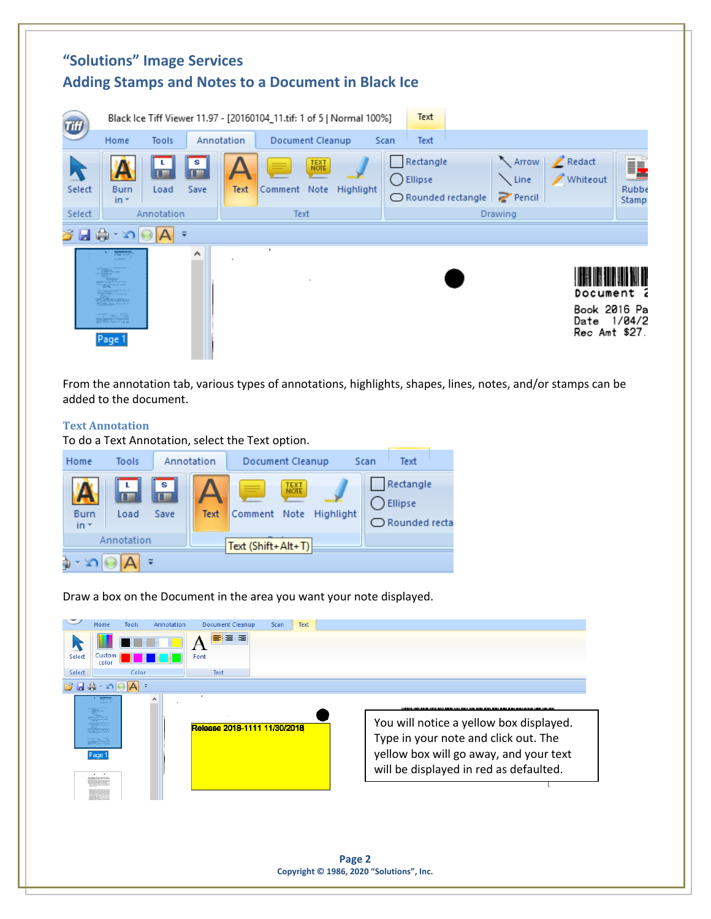# "Solutions" Image Services

## Adding Stamps and Notes to a Document in Black Ice

From the annotation tab, various types of annotations, highlights, shapes, lines, notes, and/or stamps can be added to the document.

### Text Annotation

To do a Text Annotation, select the Text option.

Draw a box on the Document in the area you want your note displayed.

You will notice a yellow box displayed. Type in your note and click out. The yellow box will go away, and your text will be displayed in red as defaulted.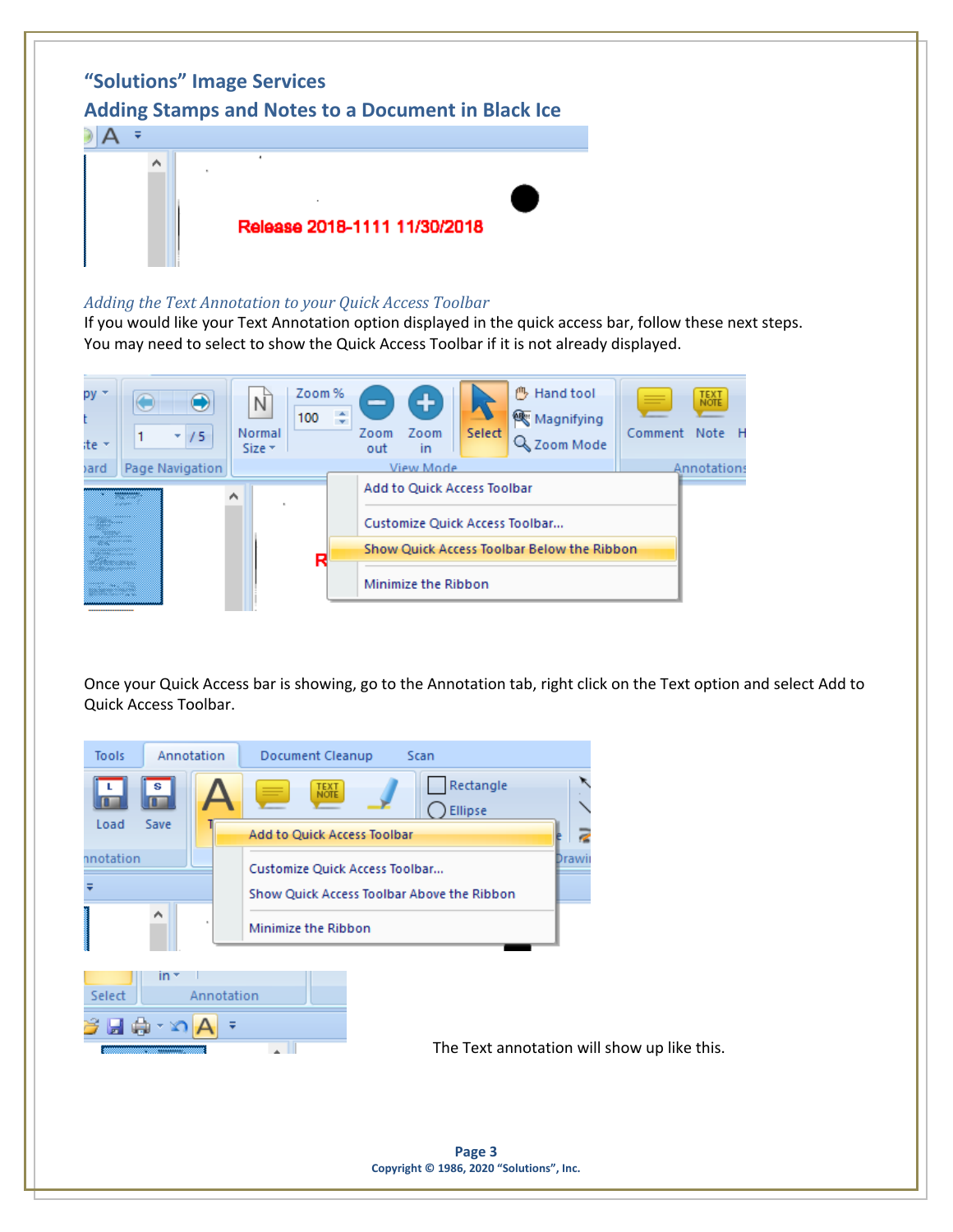## "Solutions" Image Services

## Adding Stamps and Notes to a Document in Black Ice

### *Adding the Text Annotation to your Quick Access Toolbar*

If you would like your Text Annotation option displayed in the quick access bar, follow these next steps. You may need to select to show the Quick Access Toolbar if it is not already displayed.

Once your Quick Access bar is showing, go to the Annotation tab, right click on the Text option and select Add to Quick Access Toolbar.

The Text annotation will show up like this.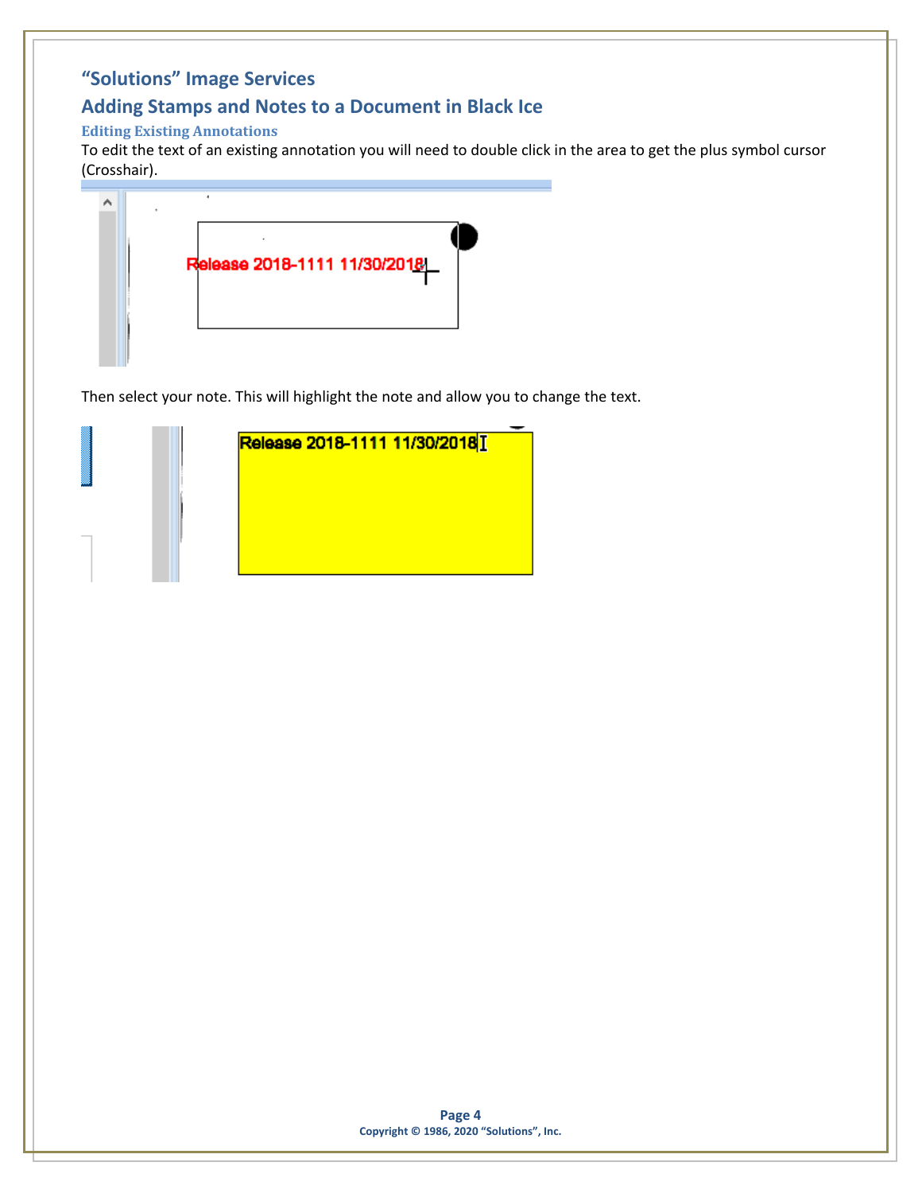# "Solutions" Image Services

## Adding Stamps and Notes to a Document in Black Ice

### Editing Existing Annotations

To edit the text of an existing annotation you will need to double click in the area to get the plus symbol cursor (Crosshair).

Then select your note. This will highlight the note and allow you to change the text.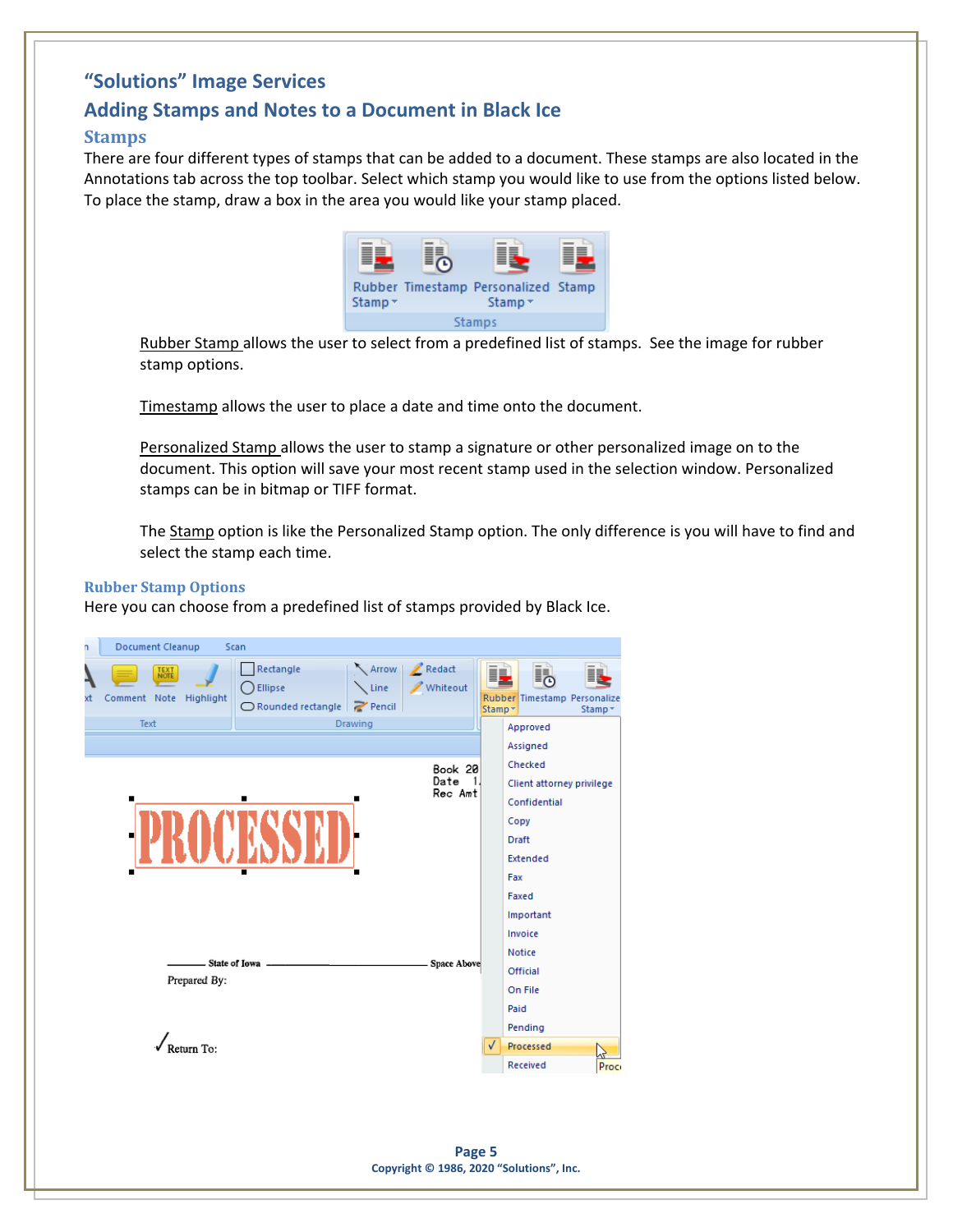# "Solutions" Image Services

## Adding Stamps and Notes to a Document in Black Ice

### Stamps

There are four different types of stamps that can be added to a document. These stamps are also located in the Annotations tab across the top toolbar. Select which stamp you would like to use from the options listed below. To place the stamp, draw a box in the area you would like your stamp placed.

Rubber Stamp allows the user to select from a predefined list of stamps. See the image for rubber stamp options.

Timestamp allows the user to place a date and time onto the document.

Personalized Stamp allows the user to stamp a signature or other personalized image on to the document. This option will save your most recent stamp used in the selection window. Personalized stamps can be in bitmap or TIFF format.

The Stamp option is like the Personalized Stamp option. The only difference is you will have to find and select the stamp each time.

### Rubber Stamp Options

Here you can choose from a predefined list of stamps provided by Black Ice.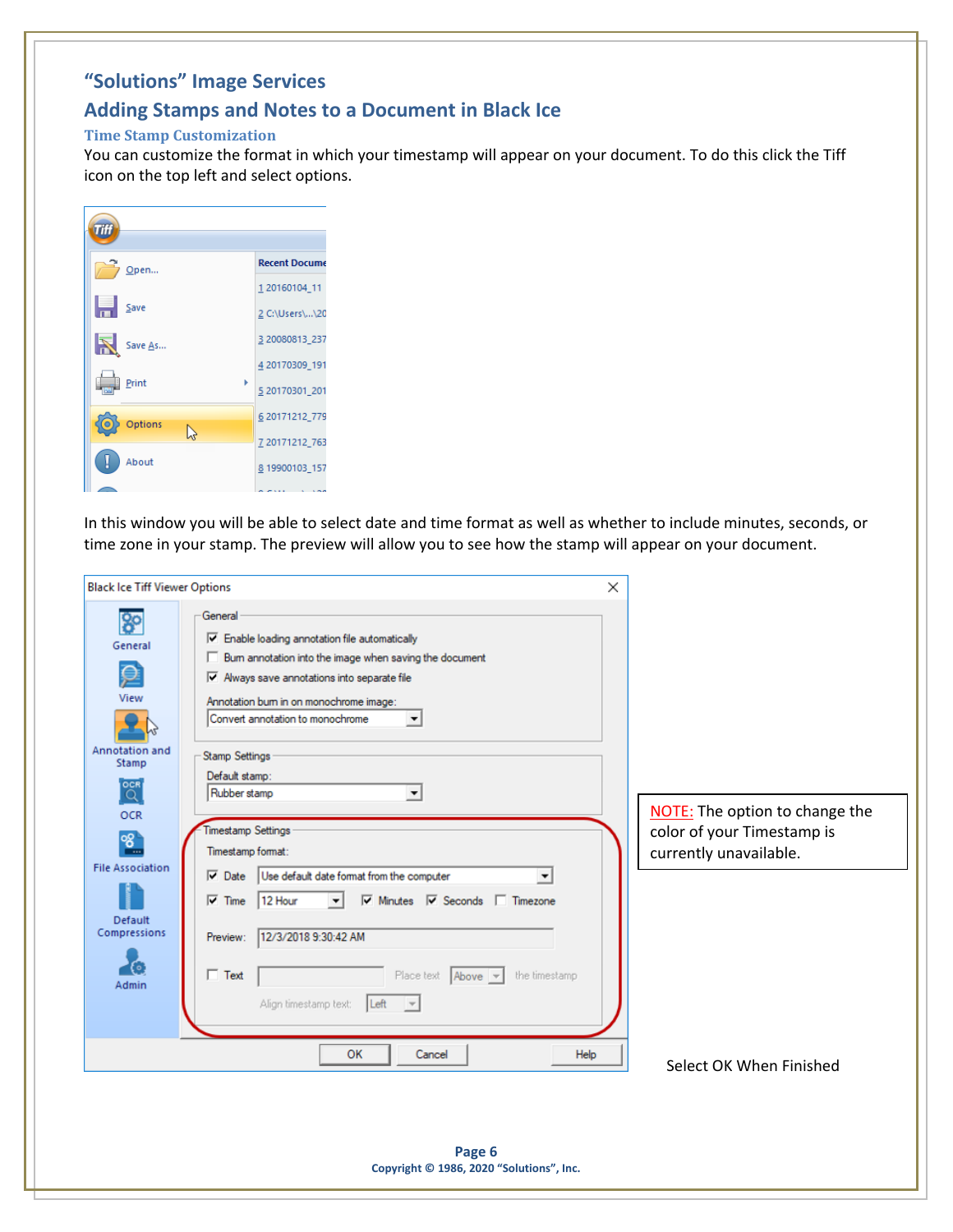# "Solutions" Image Services

## Adding Stamps and Notes to a Document in Black Ice

### Time Stamp Customization

You can customize the format in which your timestamp will appear on your document. To do this click the Tiff icon on the top left and select options.

In this window you will be able to select date and time format as well as whether to include minutes, seconds, or time zone in your stamp. The preview will allow you to see how the stamp will appear on your document.

NOTE: The option to change the color of your Timestamp is currently unavailable.

Select OK When Finished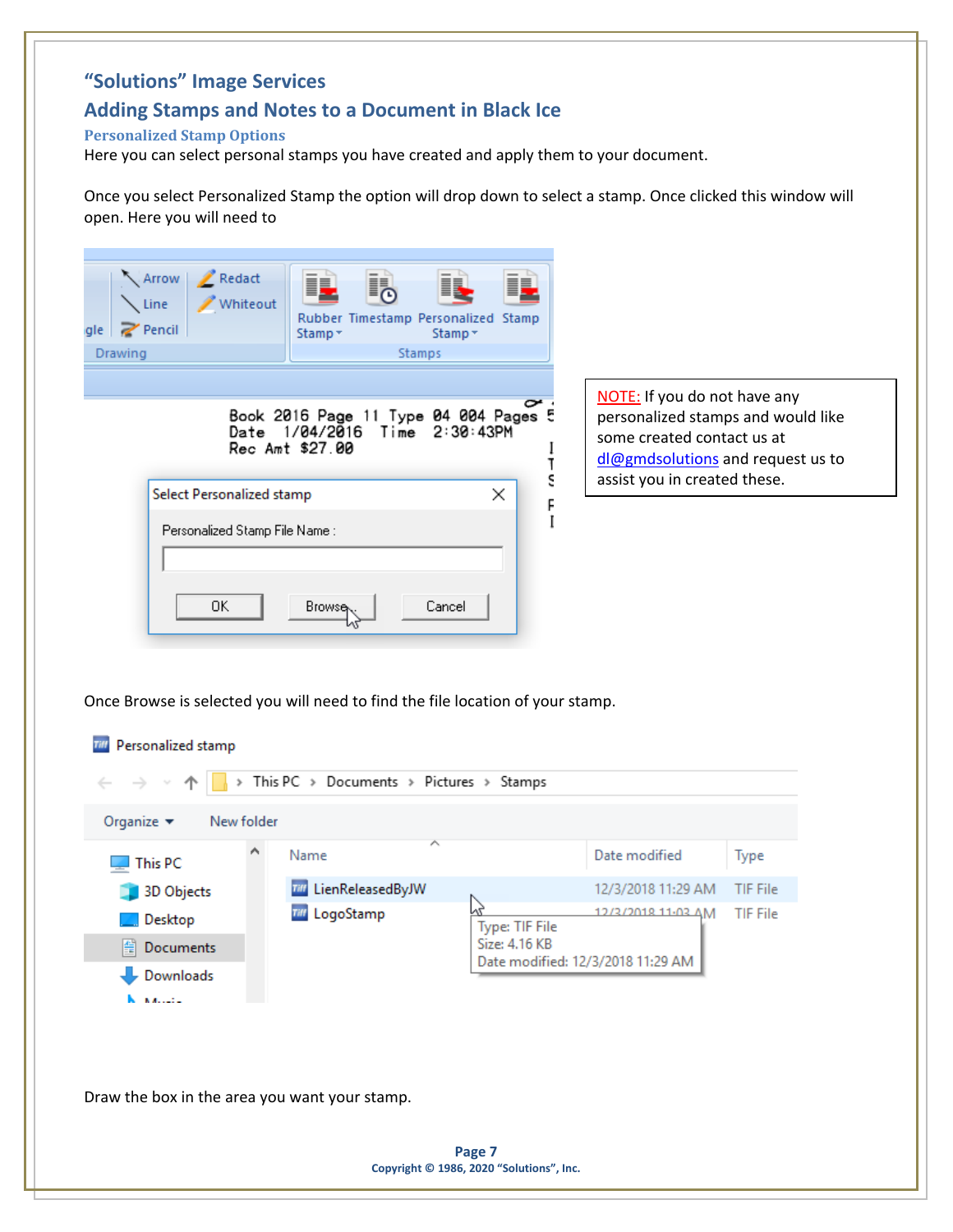# "Solutions" Image Services

## Adding Stamps and Notes to a Document in Black Ice

### Personalized Stamp Options

Here you can select personal stamps you have created and apply them to your document.

Once you select Personalized Stamp the option will drop down to select a stamp. Once clicked this window will open. Here you will need to

NOTE: If you do not have any personalized stamps and would like some created contact us at dl@gmdsolutions and request us to assist you in created these.

Once Browse is selected you will need to find the file location of your stamp.

Draw the box in the area you want your stamp.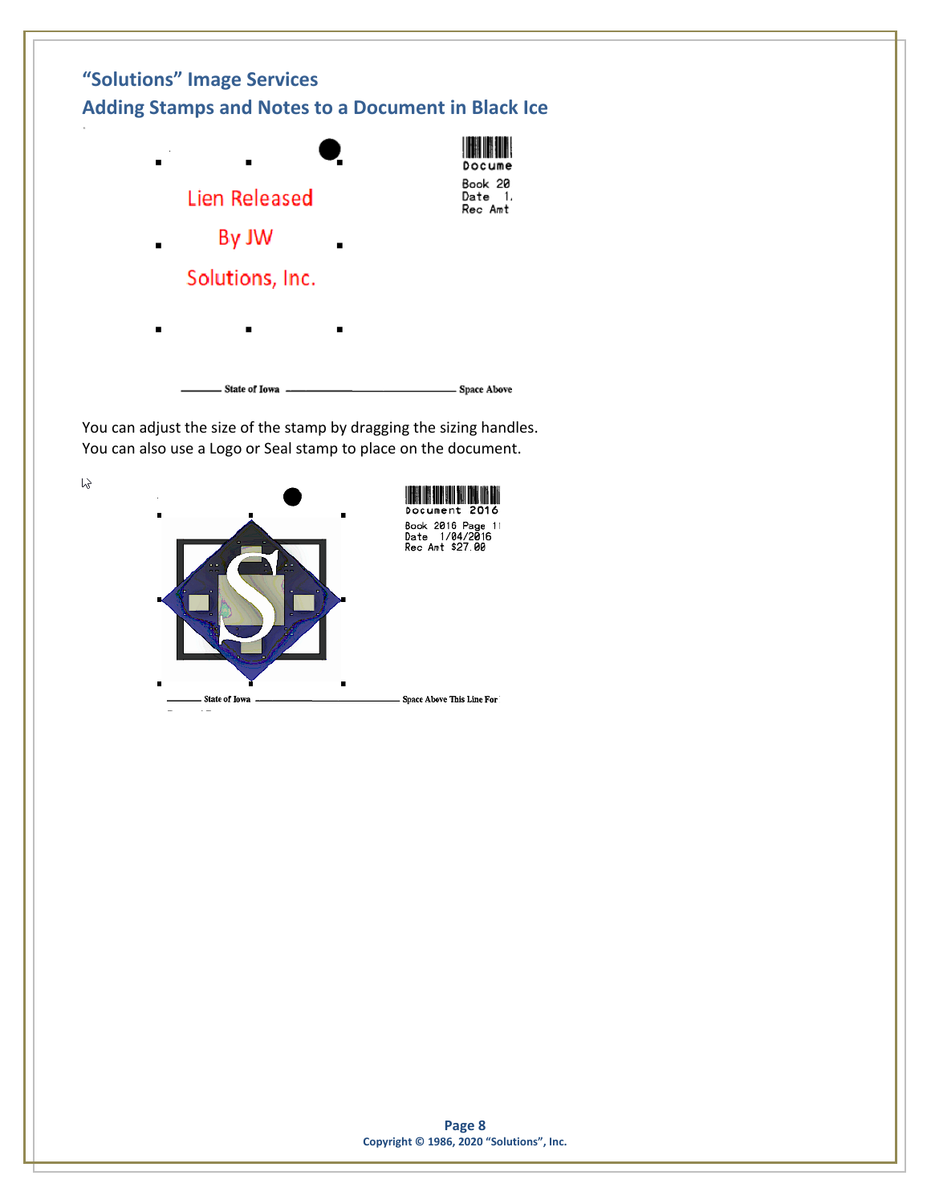## "Solutions" Image Services

## Adding Stamps and Notes to a Document in Black Ice

Lien Released

By JW

Solutions, Inc.

Docume
Book 20
Date 1.
Rec Amt

State of Iowa ———————— Space Above

You can adjust the size of the stamp by dragging the sizing handles.
You can also use a Logo or Seal stamp to place on the document.

Document 2016
Book 2016 Page 1
Date 1/04/2016
Rec Amt $27.00

State of Iowa ———————— Space Above This Line For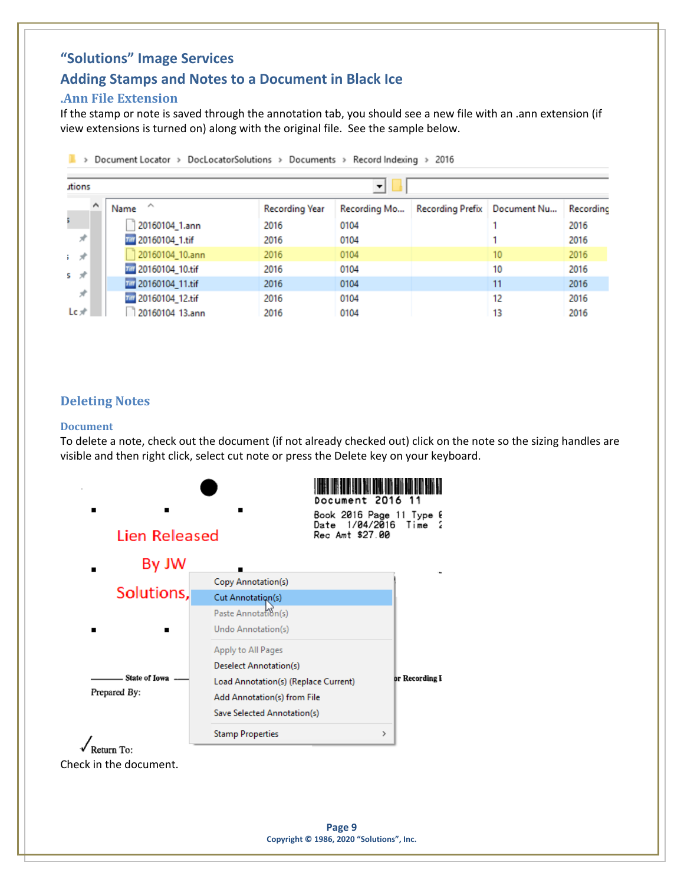# "Solutions" Image Services

## Adding Stamps and Notes to a Document in Black Ice

### .Ann File Extension

If the stamp or note is saved through the annotation tab, you should see a new file with an .ann extension (if view extensions is turned on) along with the original file. See the sample below.

## Deleting Notes

### Document

To delete a note, check out the document (if not already checked out) click on the note so the sizing handles are visible and then right click, select cut note or press the Delete key on your keyboard.

Check in the document.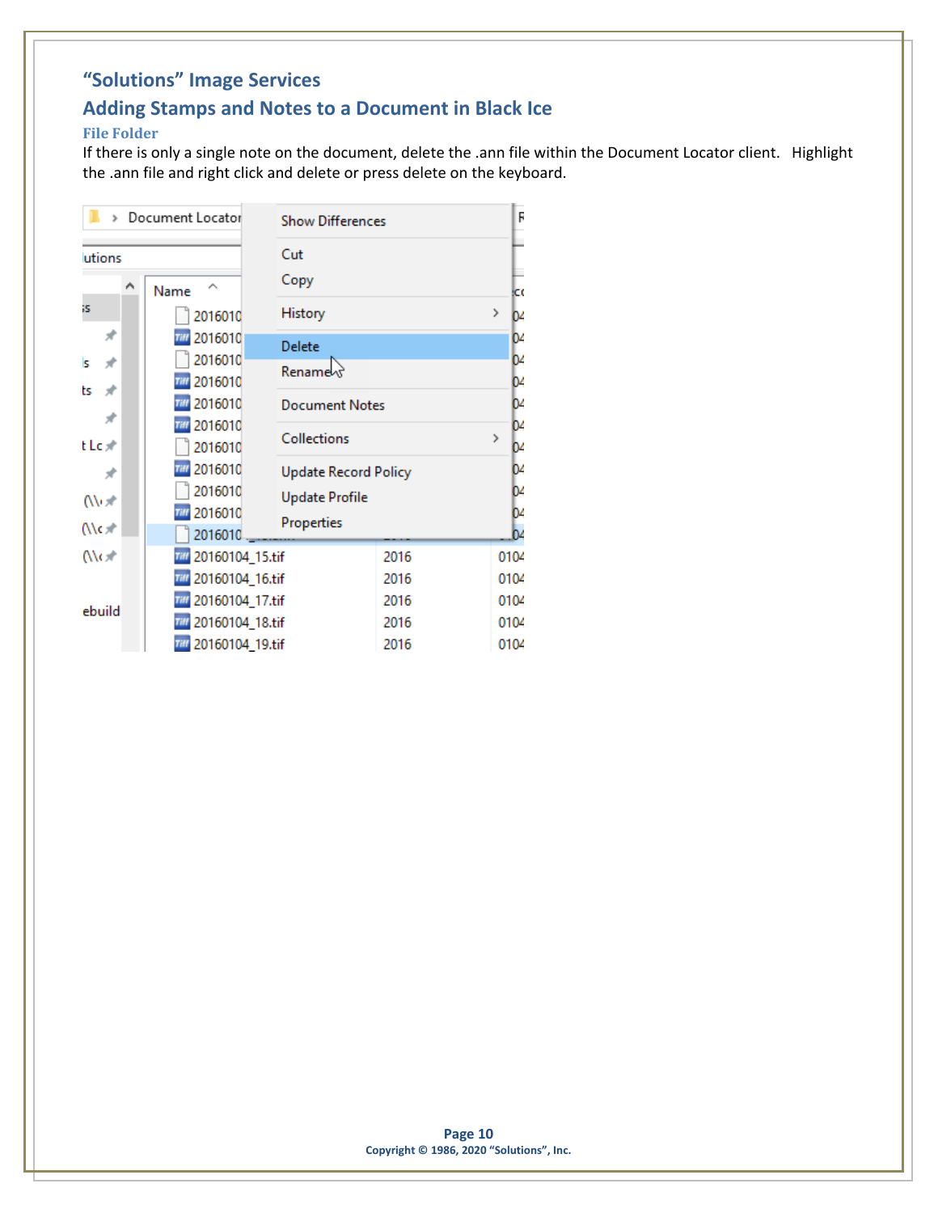# "Solutions" Image Services

## Adding Stamps and Notes to a Document in Black Ice

### File Folder

If there is only a single note on the document, delete the .ann file within the Document Locator client. Highlight the .ann file and right click and delete or press delete on the keyboard.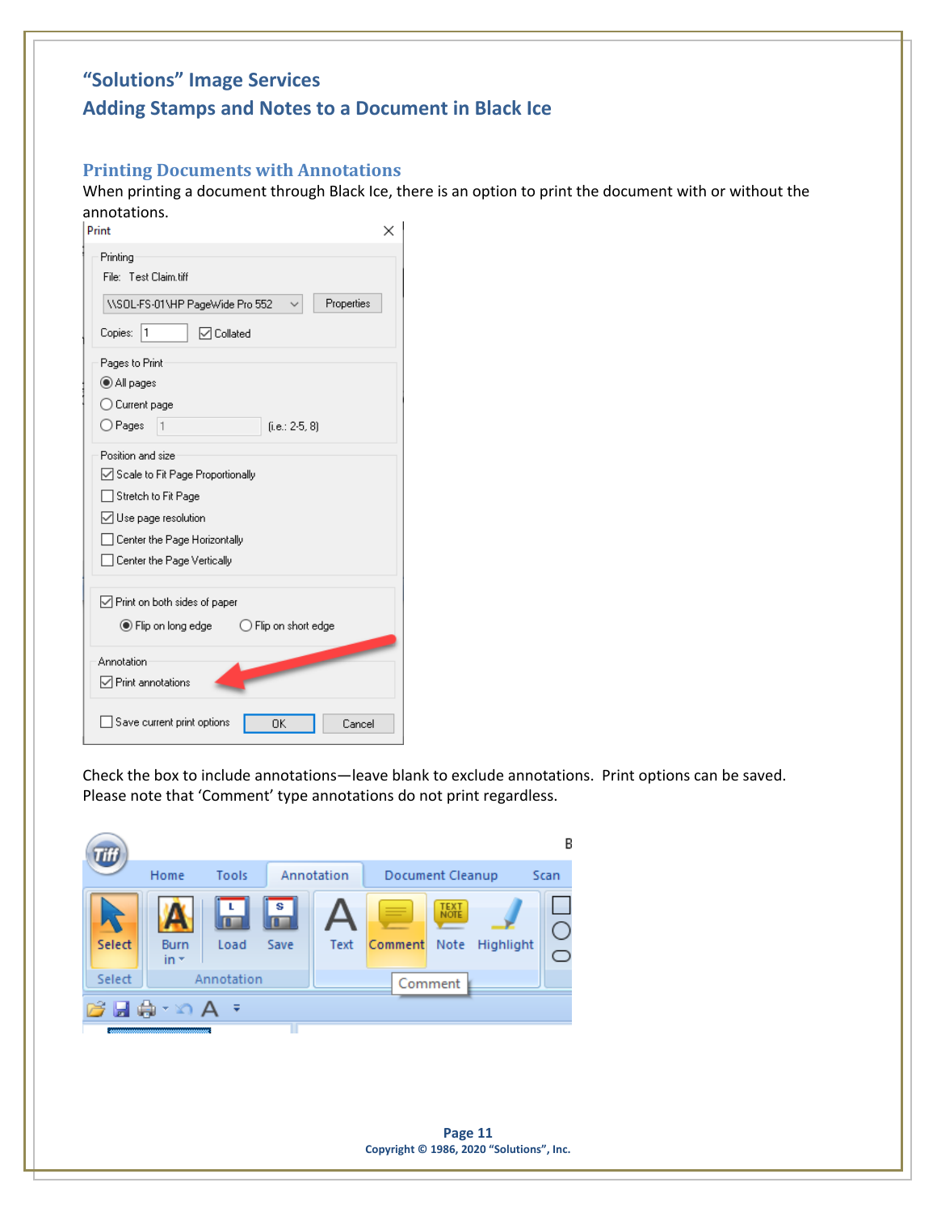## "Solutions" Image Services
## Adding Stamps and Notes to a Document in Black Ice

### Printing Documents with Annotations

When printing a document through Black Ice, there is an option to print the document with or without the annotations.

Check the box to include annotations—leave blank to exclude annotations. Print options can be saved. Please note that 'Comment' type annotations do not print regardless.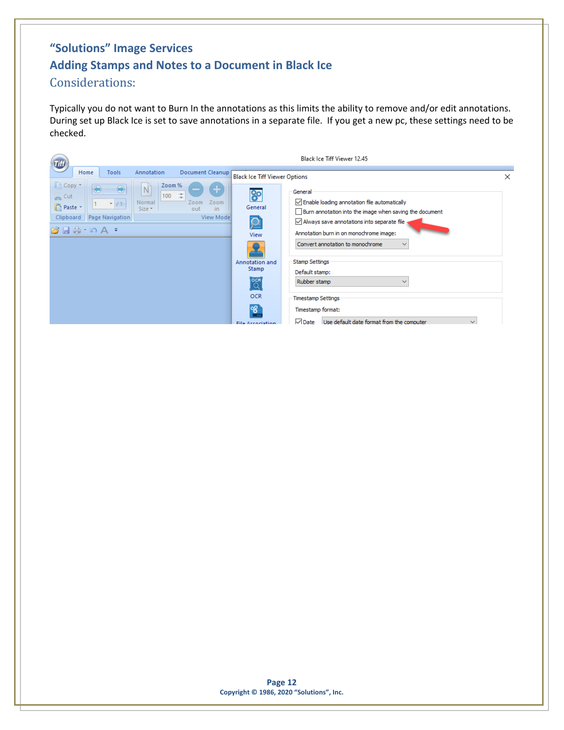# "Solutions" Image Services

## Adding Stamps and Notes to a Document in Black Ice

### Considerations:

Typically you do not want to Burn In the annotations as this limits the ability to remove and/or edit annotations. During set up Black Ice is set to save annotations in a separate file. If you get a new pc, these settings need to be checked.

Copyright © 1986, 2020 "Solutions", Inc.